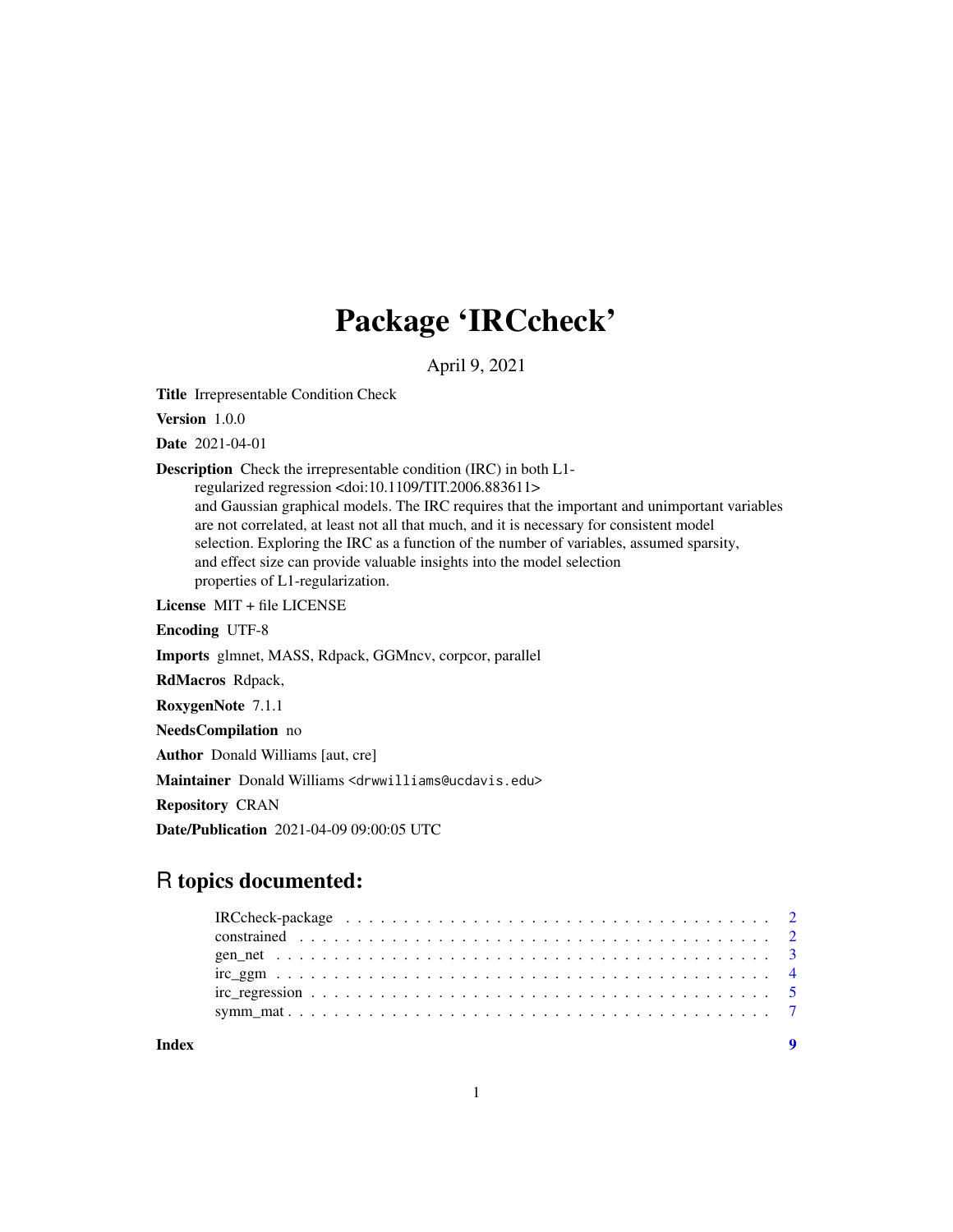# Package 'IRCcheck'

April 9, 2021

**Title** Irrepresentable Condition Check

**Version** 1.0.0

**Date** 2021-04-01

**Description** Check the irrepresentable condition (IRC) in both L1-regularized regression <doi:10.1109/TIT.2006.883611> and Gaussian graphical models. The IRC requires that the important and unimportant variables are not correlated, at least not all that much, and it is necessary for consistent model selection. Exploring the IRC as a function of the number of variables, assumed sparsity, and effect size can provide valuable insights into the model selection properties of L1-regularization.

**License** MIT + file LICENSE

**Encoding** UTF-8

**Imports** glmnet, MASS, Rdpack, GGMncv, corpcor, parallel

**RdMacros** Rdpack,

**RoxygenNote** 7.1.1

**NeedsCompilation** no

**Author** Donald Williams [aut, cre]

**Maintainer** Donald Williams <drwwilliams@ucdavis.edu>

**Repository** CRAN

**Date/Publication** 2021-04-09 09:00:05 UTC

## R topics documented:

- IRCcheck-package . . . . . . . . . . . . . . . . . . . . . . . . . . . . . . . . . . . . . . . . 2
- constrained . . . . . . . . . . . . . . . . . . . . . . . . . . . . . . . . . . . . . . . . . . . . 2
- gen_net . . . . . . . . . . . . . . . . . . . . . . . . . . . . . . . . . . . . . . . . . . . . . . 3
- irc_ggm . . . . . . . . . . . . . . . . . . . . . . . . . . . . . . . . . . . . . . . . . . . . . . 4
- irc_regression . . . . . . . . . . . . . . . . . . . . . . . . . . . . . . . . . . . . . . . . . . 5
- symm_mat . . . . . . . . . . . . . . . . . . . . . . . . . . . . . . . . . . . . . . . . . . . . . 7

**Index** 9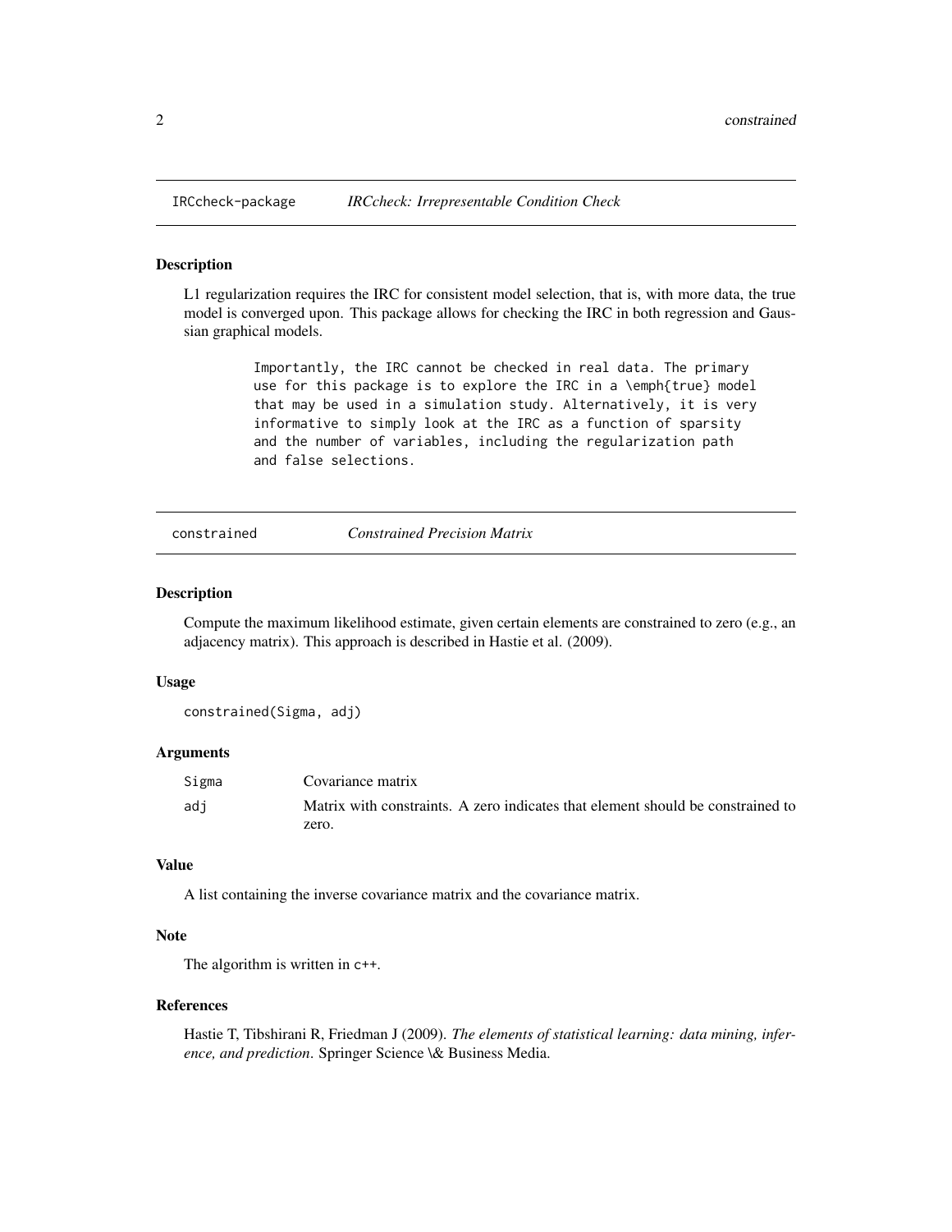## IRCcheck-package — *IRCcheck: Irrepresentable Condition Check*

### Description

L1 regularization requires the IRC for consistent model selection, that is, with more data, the true model is converged upon. This package allows for checking the IRC in both regression and Gaussian graphical models.

```
Importantly, the IRC cannot be checked in real data. The primary
use for this package is to explore the IRC in a \emph{true} model
that may be used in a simulation study. Alternatively, it is very
informative to simply look at the IRC as a function of sparsity
and the number of variables, including the regularization path
and false selections.
```

## constrained — *Constrained Precision Matrix*

### Description

Compute the maximum likelihood estimate, given certain elements are constrained to zero (e.g., an adjacency matrix). This approach is described in Hastie et al. (2009).

### Usage

```
constrained(Sigma, adj)
```

### Arguments

| | |
|---|---|
| `Sigma` | Covariance matrix |
| `adj` | Matrix with constraints. A zero indicates that element should be constrained to zero. |

### Value

A list containing the inverse covariance matrix and the covariance matrix.

### Note

The algorithm is written in `c++`.

### References

Hastie T, Tibshirani R, Friedman J (2009). *The elements of statistical learning: data mining, inference, and prediction*. Springer Science \& Business Media.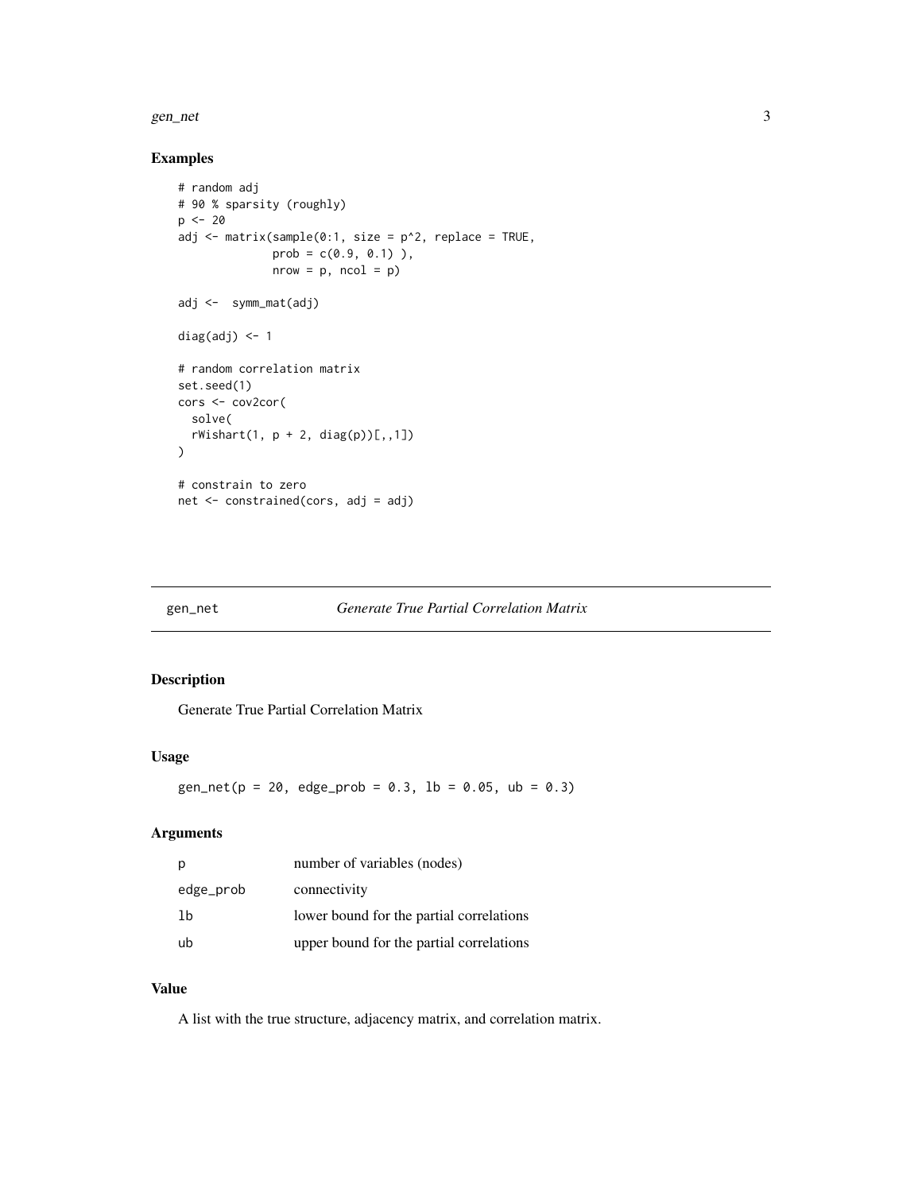## Examples

```
# random adj
# 90 % sparsity (roughly)
p <- 20
adj <- matrix(sample(0:1, size = p^2, replace = TRUE,
              prob = c(0.9, 0.1) ),
              nrow = p, ncol = p)

adj <-  symm_mat(adj)

diag(adj) <- 1

# random correlation matrix
set.seed(1)
cors <- cov2cor(
  solve(
  rWishart(1, p + 2, diag(p))[,,1])
)

# constrain to zero
net <- constrained(cors, adj = adj)
```

---

gen_net *Generate True Partial Correlation Matrix*

---

## Description

Generate True Partial Correlation Matrix

## Usage

```
gen_net(p = 20, edge_prob = 0.3, lb = 0.05, ub = 0.3)
```

## Arguments

| | |
|---|---|
| p | number of variables (nodes) |
| edge_prob | connectivity |
| lb | lower bound for the partial correlations |
| ub | upper bound for the partial correlations |

## Value

A list with the true structure, adjacency matrix, and correlation matrix.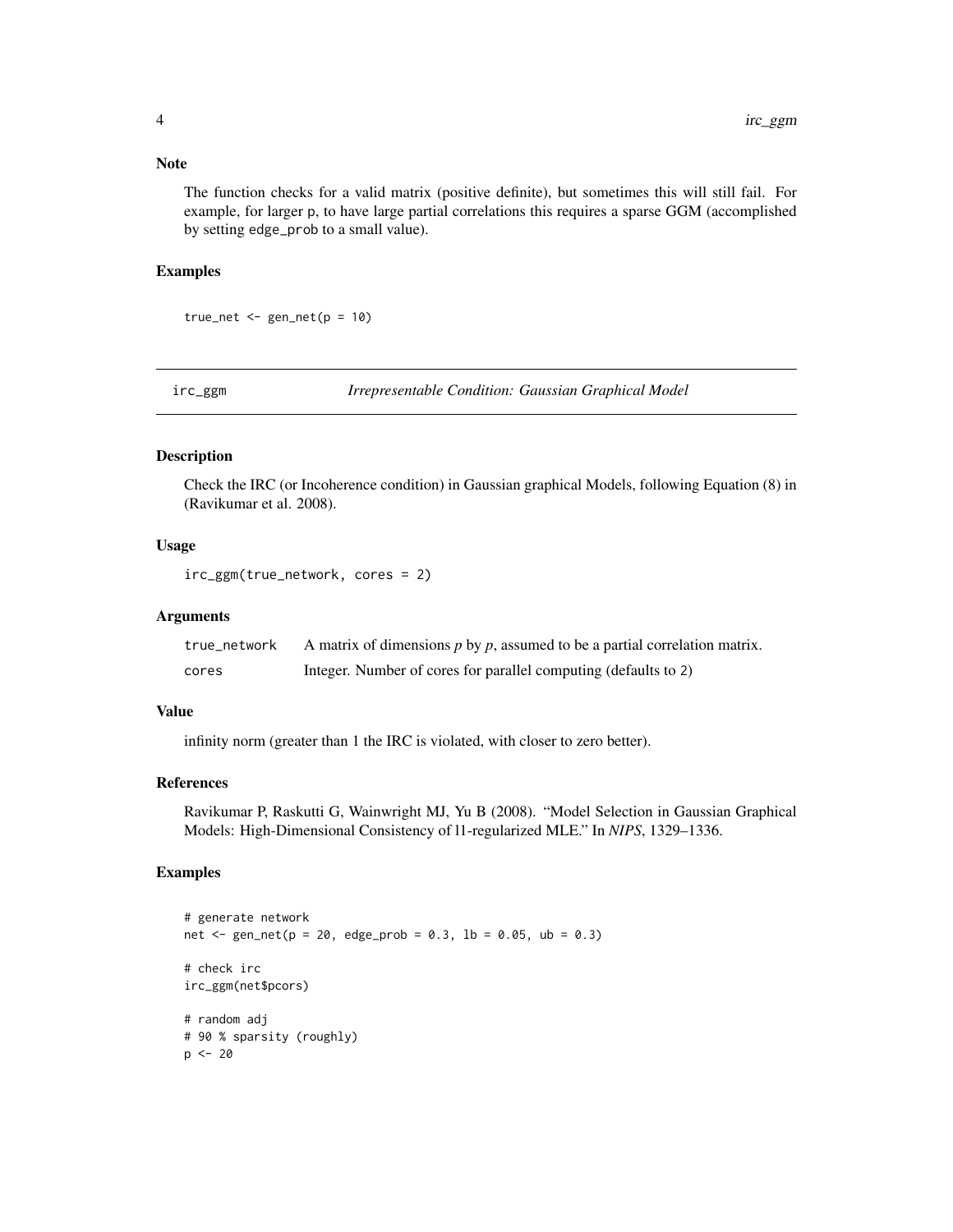### Note

The function checks for a valid matrix (positive definite), but sometimes this will still fail. For example, for larger p, to have large partial correlations this requires a sparse GGM (accomplished by setting edge_prob to a small value).

### Examples

```
true_net <- gen_net(p = 10)
```

---

## irc_ggm *Irrepresentable Condition: Gaussian Graphical Model*

---

### Description

Check the IRC (or Incoherence condition) in Gaussian graphical Models, following Equation (8) in (Ravikumar et al. 2008).

### Usage

```
irc_ggm(true_network, cores = 2)
```

### Arguments

| | |
|---|---|
| true_network | A matrix of dimensions $p$ by $p$, assumed to be a partial correlation matrix. |
| cores | Integer. Number of cores for parallel computing (defaults to 2) |

### Value

infinity norm (greater than 1 the IRC is violated, with closer to zero better).

### References

Ravikumar P, Raskutti G, Wainwright MJ, Yu B (2008). "Model Selection in Gaussian Graphical Models: High-Dimensional Consistency of l1-regularized MLE." In *NIPS*, 1329–1336.

### Examples

```
# generate network
net <- gen_net(p = 20, edge_prob = 0.3, lb = 0.05, ub = 0.3)

# check irc
irc_ggm(net$pcors)

# random adj
# 90 % sparsity (roughly)
p <- 20
```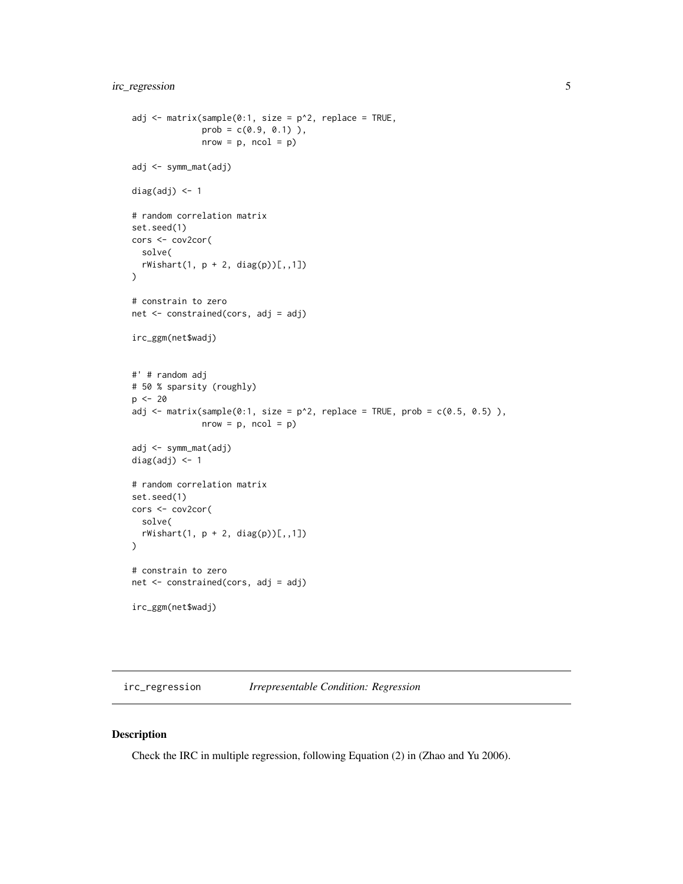```
adj <- matrix(sample(0:1, size = p^2, replace = TRUE,
              prob = c(0.9, 0.1) ),
              nrow = p, ncol = p)

adj <- symm_mat(adj)

diag(adj) <- 1

# random correlation matrix
set.seed(1)
cors <- cov2cor(
  solve(
  rWishart(1, p + 2, diag(p))[,,1])
)

# constrain to zero
net <- constrained(cors, adj = adj)

irc_ggm(net$wadj)


#' # random adj
# 50 % sparsity (roughly)
p <- 20
adj <- matrix(sample(0:1, size = p^2, replace = TRUE, prob = c(0.5, 0.5) ),
              nrow = p, ncol = p)

adj <- symm_mat(adj)
diag(adj) <- 1

# random correlation matrix
set.seed(1)
cors <- cov2cor(
  solve(
  rWishart(1, p + 2, diag(p))[,,1])
)

# constrain to zero
net <- constrained(cors, adj = adj)

irc_ggm(net$wadj)
```

## irc_regression — *Irrepresentable Condition: Regression*

### Description

Check the IRC in multiple regression, following Equation (2) in (Zhao and Yu 2006).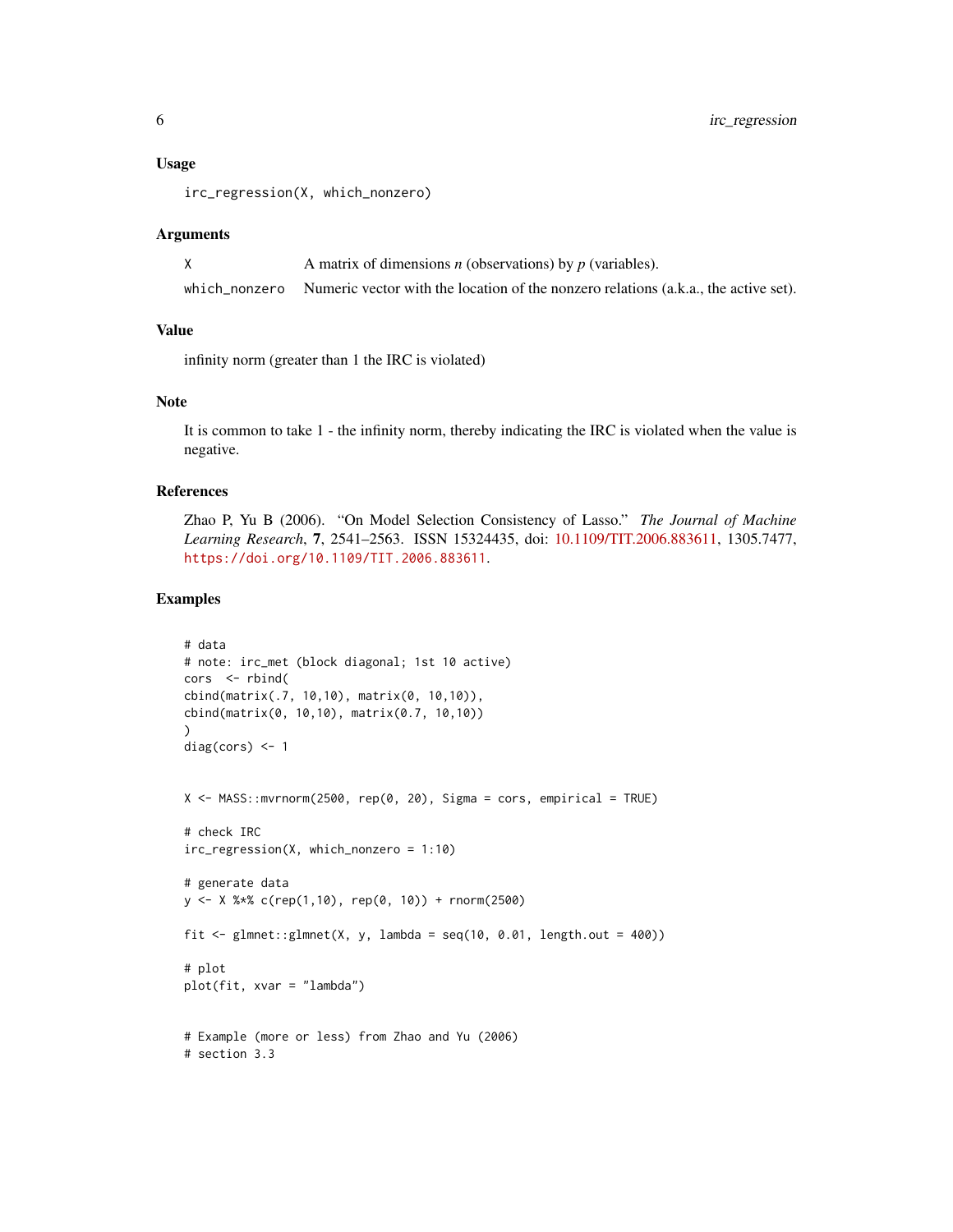### Usage

```
irc_regression(X, which_nonzero)
```

### Arguments

| | |
|---|---|
| X | A matrix of dimensions *n* (observations) by *p* (variables). |
| which_nonzero | Numeric vector with the location of the nonzero relations (a.k.a., the active set). |

### Value

infinity norm (greater than 1 the IRC is violated)

### Note

It is common to take 1 - the infinity norm, thereby indicating the IRC is violated when the value is negative.

### References

Zhao P, Yu B (2006). "On Model Selection Consistency of Lasso." *The Journal of Machine Learning Research*, **7**, 2541–2563. ISSN 15324435, doi: 10.1109/TIT.2006.883611, 1305.7477, https://doi.org/10.1109/TIT.2006.883611.

### Examples

```
# data
# note: irc_met (block diagonal; 1st 10 active)
cors  <- rbind(
cbind(matrix(.7, 10,10), matrix(0, 10,10)),
cbind(matrix(0, 10,10), matrix(0.7, 10,10))
)
diag(cors) <- 1


X <- MASS::mvrnorm(2500, rep(0, 20), Sigma = cors, empirical = TRUE)

# check IRC
irc_regression(X, which_nonzero = 1:10)

# generate data
y <- X %*% c(rep(1,10), rep(0, 10)) + rnorm(2500)

fit <- glmnet::glmnet(X, y, lambda = seq(10, 0.01, length.out = 400))

# plot
plot(fit, xvar = "lambda")


# Example (more or less) from Zhao and Yu (2006)
# section 3.3
```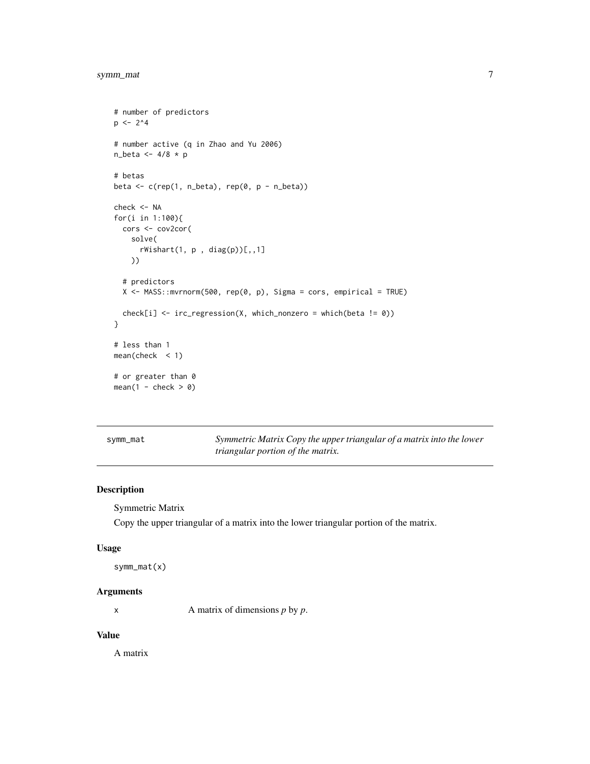```
# number of predictors
p <- 2^4

# number active (q in Zhao and Yu 2006)
n_beta <- 4/8 * p

# betas
beta <- c(rep(1, n_beta), rep(0, p - n_beta))

check <- NA
for(i in 1:100){
  cors <- cov2cor(
    solve(
      rWishart(1, p , diag(p))[,,1]
    ))

  # predictors
  X <- MASS::mvrnorm(500, rep(0, p), Sigma = cors, empirical = TRUE)

  check[i] <- irc_regression(X, which_nonzero = which(beta != 0))
}

# less than 1
mean(check  < 1)

# or greater than 0
mean(1 - check > 0)
```

---

## symm_mat — *Symmetric Matrix Copy the upper triangular of a matrix into the lower triangular portion of the matrix.*

---

### Description

Symmetric Matrix

Copy the upper triangular of a matrix into the lower triangular portion of the matrix.

### Usage

```
symm_mat(x)
```

### Arguments

| | |
|---|---|
| x | A matrix of dimensions *p* by *p*. |

### Value

A matrix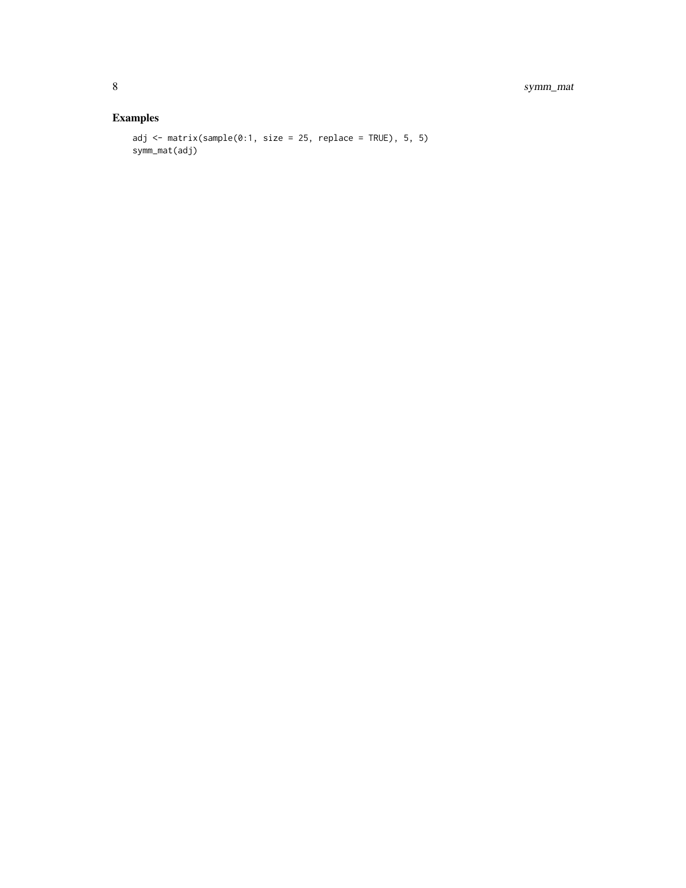## Examples

```
adj <- matrix(sample(0:1, size = 25, replace = TRUE), 5, 5)
symm_mat(adj)
```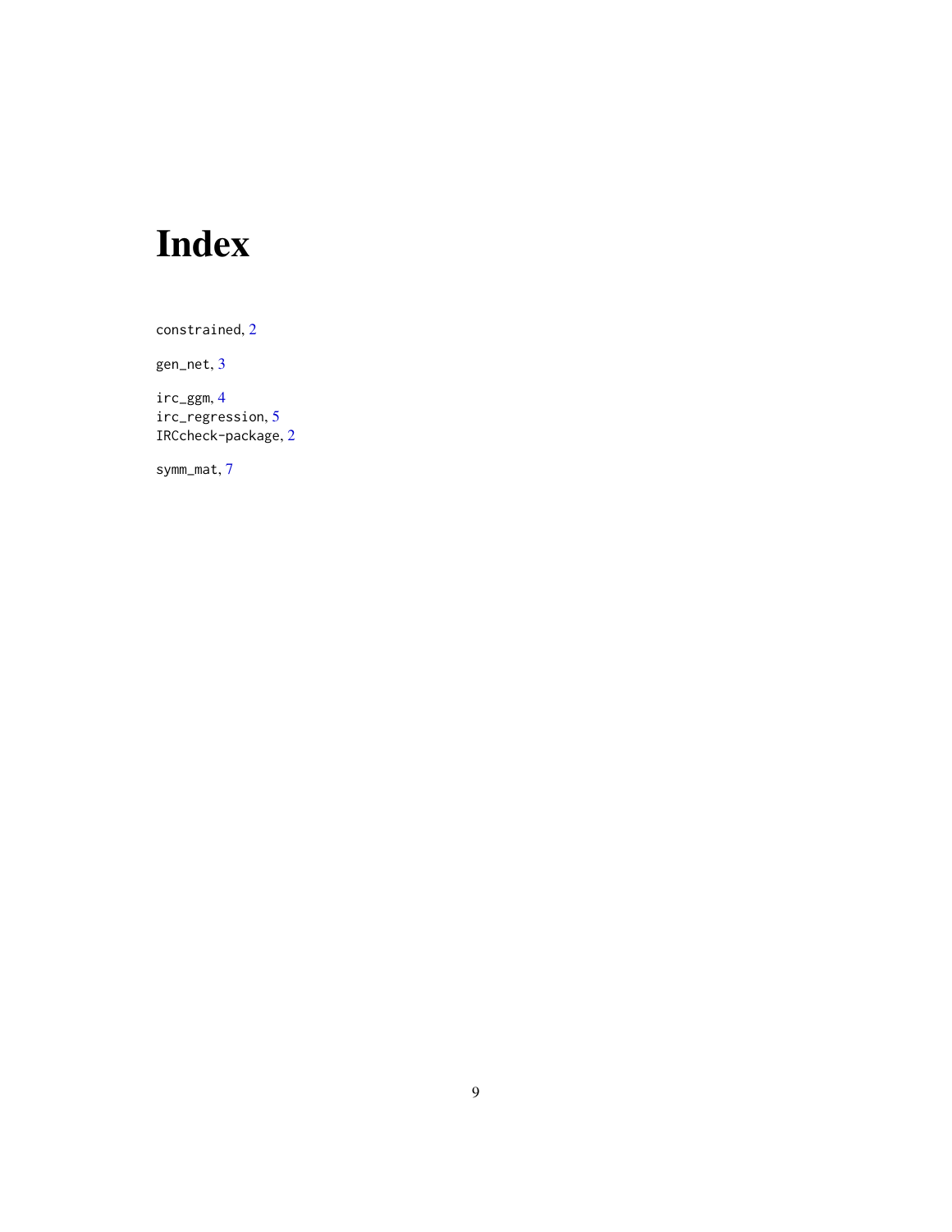# Index

constrained, 2

gen_net, 3

irc_ggm, 4
irc_regression, 5
IRCcheck-package, 2

symm_mat, 7